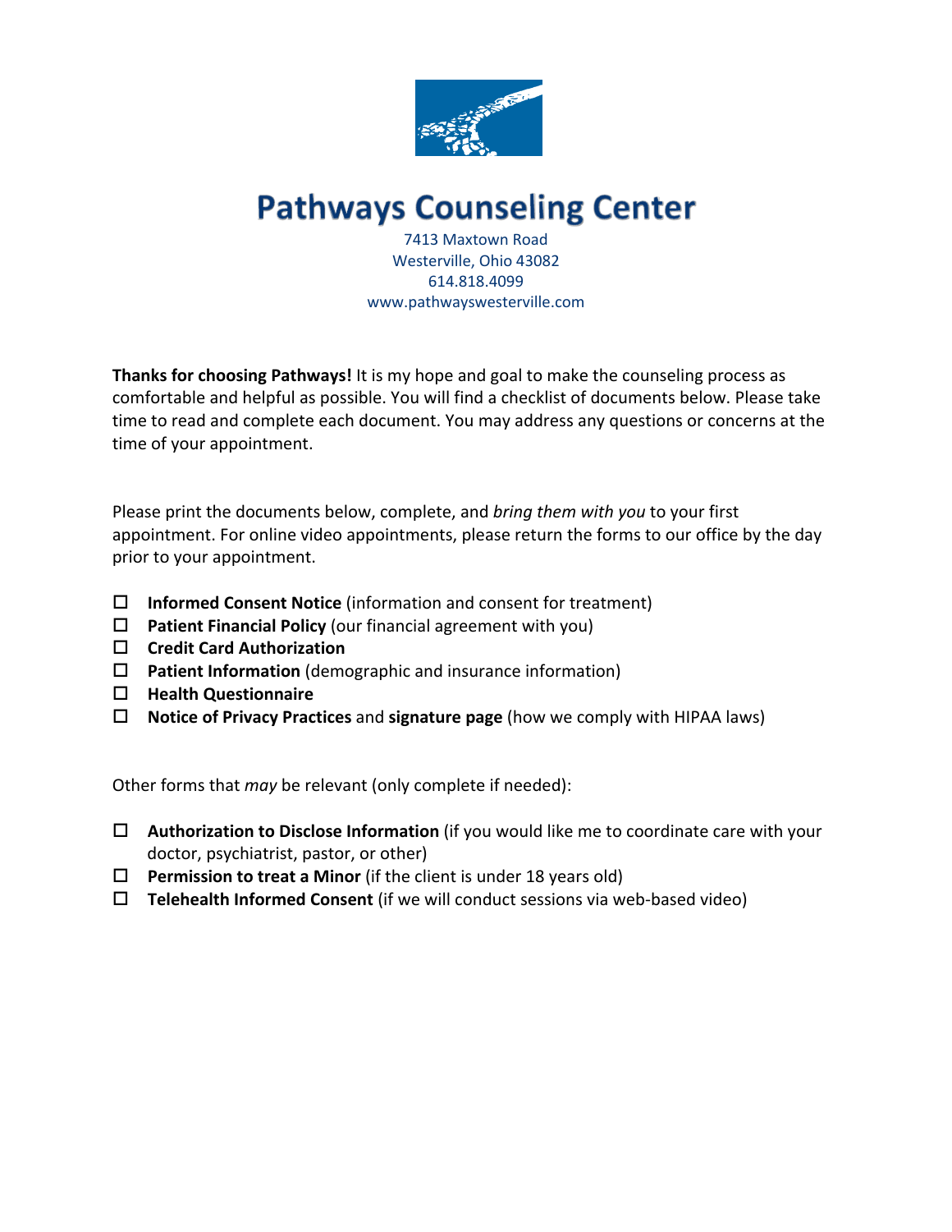# Pathways Counseling Center

7413 Maxtown Road
Westerville, Ohio 43082
614.818.4099
www.pathwayswesterville.com

**Thanks for choosing Pathways!** It is my hope and goal to make the counseling process as comfortable and helpful as possible. You will find a checklist of documents below. Please take time to read and complete each document. You may address any questions or concerns at the time of your appointment.

Please print the documents below, complete, and *bring them with you* to your first appointment. For online video appointments, please return the forms to our office by the day prior to your appointment.

- ☐ **Informed Consent Notice** (information and consent for treatment)
- ☐ **Patient Financial Policy** (our financial agreement with you)
- ☐ **Credit Card Authorization**
- ☐ **Patient Information** (demographic and insurance information)
- ☐ **Health Questionnaire**
- ☐ **Notice of Privacy Practices** and **signature page** (how we comply with HIPAA laws)

Other forms that *may* be relevant (only complete if needed):

- ☐ **Authorization to Disclose Information** (if you would like me to coordinate care with your doctor, psychiatrist, pastor, or other)
- ☐ **Permission to treat a Minor** (if the client is under 18 years old)
- ☐ **Telehealth Informed Consent** (if we will conduct sessions via web-based video)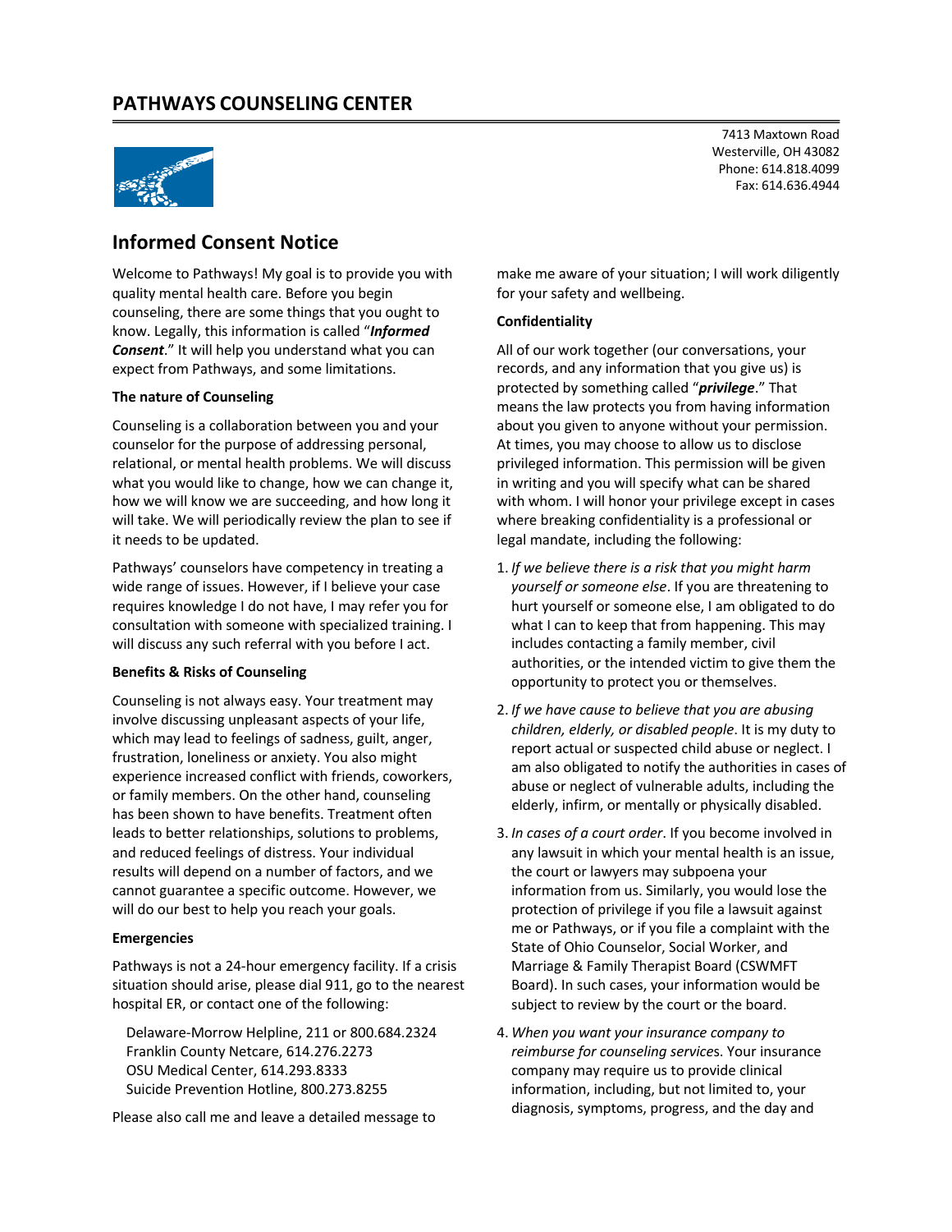## PATHWAYS COUNSELING CENTER

7413 Maxtown Road
Westerville, OH 43082
Phone: 614.818.4099
Fax: 614.636.4944

# Informed Consent Notice

Welcome to Pathways! My goal is to provide you with quality mental health care. Before you begin counseling, there are some things that you ought to know. Legally, this information is called "***Informed Consent***." It will help you understand what you can expect from Pathways, and some limitations.

**The nature of Counseling**

Counseling is a collaboration between you and your counselor for the purpose of addressing personal, relational, or mental health problems. We will discuss what you would like to change, how we can change it, how we will know we are succeeding, and how long it will take. We will periodically review the plan to see if it needs to be updated.

Pathways' counselors have competency in treating a wide range of issues. However, if I believe your case requires knowledge I do not have, I may refer you for consultation with someone with specialized training. I will discuss any such referral with you before I act.

**Benefits & Risks of Counseling**

Counseling is not always easy. Your treatment may involve discussing unpleasant aspects of your life, which may lead to feelings of sadness, guilt, anger, frustration, loneliness or anxiety. You also might experience increased conflict with friends, coworkers, or family members. On the other hand, counseling has been shown to have benefits. Treatment often leads to better relationships, solutions to problems, and reduced feelings of distress. Your individual results will depend on a number of factors, and we cannot guarantee a specific outcome. However, we will do our best to help you reach your goals.

**Emergencies**

Pathways is not a 24-hour emergency facility. If a crisis situation should arise, please dial 911, go to the nearest hospital ER, or contact one of the following:

Delaware-Morrow Helpline, 211 or 800.684.2324
Franklin County Netcare, 614.276.2273
OSU Medical Center, 614.293.8333
Suicide Prevention Hotline, 800.273.8255

Please also call me and leave a detailed message to make me aware of your situation; I will work diligently for your safety and wellbeing.

**Confidentiality**

All of our work together (our conversations, your records, and any information that you give us) is protected by something called "***privilege***." That means the law protects you from having information about you given to anyone without your permission. At times, you may choose to allow us to disclose privileged information. This permission will be given in writing and you will specify what can be shared with whom. I will honor your privilege except in cases where breaking confidentiality is a professional or legal mandate, including the following:

1. *If we believe there is a risk that you might harm yourself or someone else*. If you are threatening to hurt yourself or someone else, I am obligated to do what I can to keep that from happening. This may includes contacting a family member, civil authorities, or the intended victim to give them the opportunity to protect you or themselves.
2. *If we have cause to believe that you are abusing children, elderly, or disabled people*. It is my duty to report actual or suspected child abuse or neglect. I am also obligated to notify the authorities in cases of abuse or neglect of vulnerable adults, including the elderly, infirm, or mentally or physically disabled.
3. *In cases of a court order*. If you become involved in any lawsuit in which your mental health is an issue, the court or lawyers may subpoena your information from us. Similarly, you would lose the protection of privilege if you file a lawsuit against me or Pathways, or if you file a complaint with the State of Ohio Counselor, Social Worker, and Marriage & Family Therapist Board (CSWMFT Board). In such cases, your information would be subject to review by the court or the board.
4. *When you want your insurance company to reimburse for counseling services*. Your insurance company may require us to provide clinical information, including, but not limited to, your diagnosis, symptoms, progress, and the day and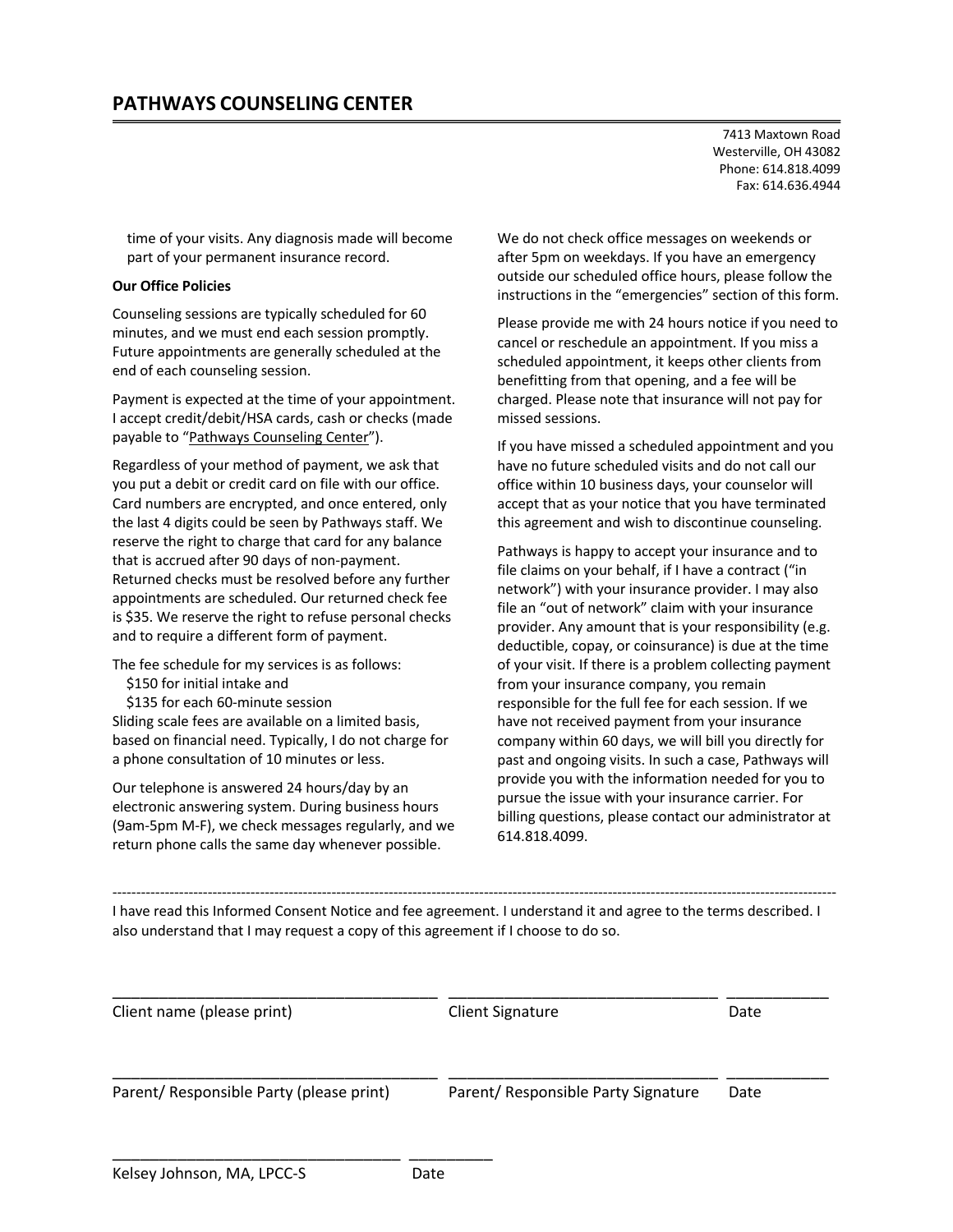# PATHWAYS COUNSELING CENTER

7413 Maxtown Road
Westerville, OH 43082
Phone: 614.818.4099
Fax: 614.636.4944

time of your visits. Any diagnosis made will become part of your permanent insurance record.

**Our Office Policies**

Counseling sessions are typically scheduled for 60 minutes, and we must end each session promptly. Future appointments are generally scheduled at the end of each counseling session.

Payment is expected at the time of your appointment. I accept credit/debit/HSA cards, cash or checks (made payable to "Pathways Counseling Center").

Regardless of your method of payment, we ask that you put a debit or credit card on file with our office. Card numbers are encrypted, and once entered, only the last 4 digits could be seen by Pathways staff. We reserve the right to charge that card for any balance that is accrued after 90 days of non-payment. Returned checks must be resolved before any further appointments are scheduled. Our returned check fee is $35. We reserve the right to refuse personal checks and to require a different form of payment.

The fee schedule for my services is as follows:
 $150 for initial intake and
 $135 for each 60-minute session
Sliding scale fees are available on a limited basis, based on financial need. Typically, I do not charge for a phone consultation of 10 minutes or less.

Our telephone is answered 24 hours/day by an electronic answering system. During business hours (9am-5pm M-F), we check messages regularly, and we return phone calls the same day whenever possible. We do not check office messages on weekends or after 5pm on weekdays. If you have an emergency outside our scheduled office hours, please follow the instructions in the "emergencies" section of this form.

Please provide me with 24 hours notice if you need to cancel or reschedule an appointment. If you miss a scheduled appointment, it keeps other clients from benefitting from that opening, and a fee will be charged. Please note that insurance will not pay for missed sessions.

If you have missed a scheduled appointment and you have no future scheduled visits and do not call our office within 10 business days, your counselor will accept that as your notice that you have terminated this agreement and wish to discontinue counseling.

Pathways is happy to accept your insurance and to file claims on your behalf, if I have a contract ("in network") with your insurance provider. I may also file an "out of network" claim with your insurance provider. Any amount that is your responsibility (e.g. deductible, copay, or coinsurance) is due at the time of your visit. If there is a problem collecting payment from your insurance company, you remain responsible for the full fee for each session. If we have not received payment from your insurance company within 60 days, we will bill you directly for past and ongoing visits. In such a case, Pathways will provide you with the information needed for you to pursue the issue with your insurance carrier. For billing questions, please contact our administrator at 614.818.4099.

---

I have read this Informed Consent Notice and fee agreement. I understand it and agree to the terms described. I also understand that I may request a copy of this agreement if I choose to do so.

______________________________ ______________________________ __________
Client name (please print)  Client Signature  Date

______________________________ ______________________________ __________
Parent/ Responsible Party (please print)  Parent/ Responsible Party Signature  Date

______________________________ __________
Kelsey Johnson, MA, LPCC-S  Date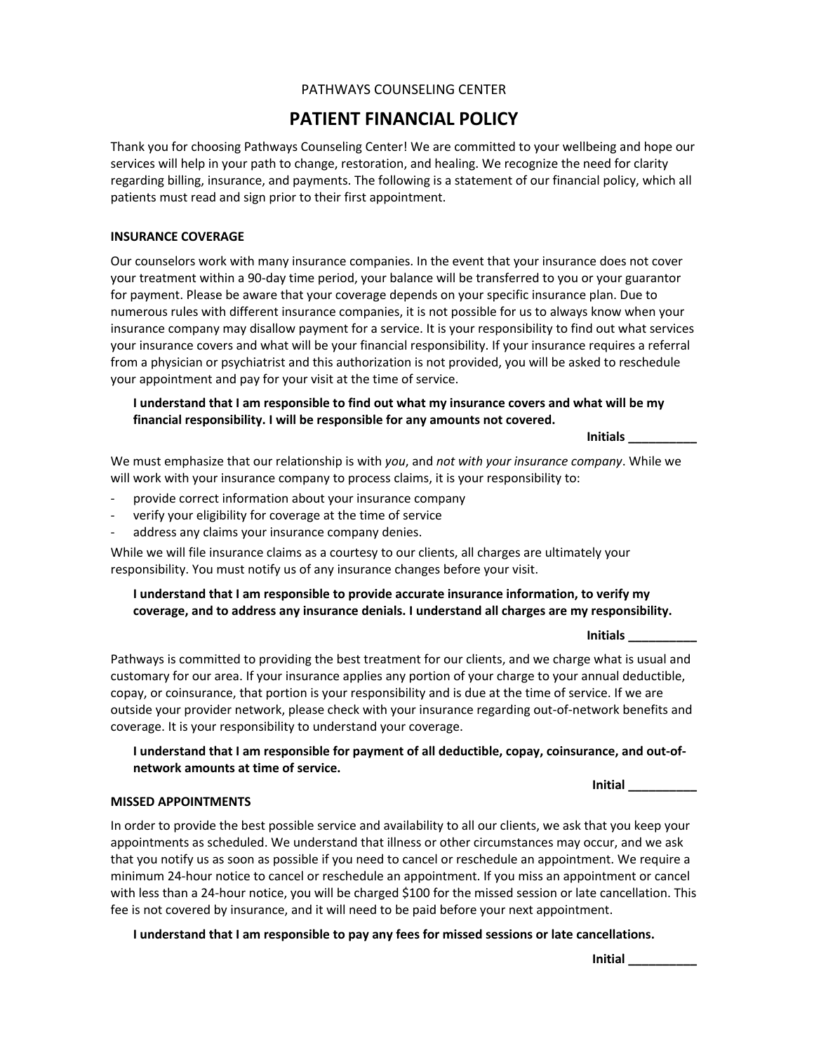PATHWAYS COUNSELING CENTER

# PATIENT FINANCIAL POLICY

Thank you for choosing Pathways Counseling Center! We are committed to your wellbeing and hope our services will help in your path to change, restoration, and healing. We recognize the need for clarity regarding billing, insurance, and payments. The following is a statement of our financial policy, which all patients must read and sign prior to their first appointment.

**INSURANCE COVERAGE**

Our counselors work with many insurance companies. In the event that your insurance does not cover your treatment within a 90-day time period, your balance will be transferred to you or your guarantor for payment. Please be aware that your coverage depends on your specific insurance plan. Due to numerous rules with different insurance companies, it is not possible for us to always know when your insurance company may disallow payment for a service. It is your responsibility to find out what services your insurance covers and what will be your financial responsibility. If your insurance requires a referral from a physician or psychiatrist and this authorization is not provided, you will be asked to reschedule your appointment and pay for your visit at the time of service.

**I understand that I am responsible to find out what my insurance covers and what will be my financial responsibility. I will be responsible for any amounts not covered.**

**Initials __________**

We must emphasize that our relationship is with *you*, and *not with your insurance company*. While we will work with your insurance company to process claims, it is your responsibility to:

- provide correct information about your insurance company
- verify your eligibility for coverage at the time of service
- address any claims your insurance company denies.

While we will file insurance claims as a courtesy to our clients, all charges are ultimately your responsibility. You must notify us of any insurance changes before your visit.

**I understand that I am responsible to provide accurate insurance information, to verify my coverage, and to address any insurance denials. I understand all charges are my responsibility.**

**Initials __________**

Pathways is committed to providing the best treatment for our clients, and we charge what is usual and customary for our area. If your insurance applies any portion of your charge to your annual deductible, copay, or coinsurance, that portion is your responsibility and is due at the time of service. If we are outside your provider network, please check with your insurance regarding out-of-network benefits and coverage. It is your responsibility to understand your coverage.

**I understand that I am responsible for payment of all deductible, copay, coinsurance, and out-of-network amounts at time of service.**

**Initial __________**

**MISSED APPOINTMENTS**

In order to provide the best possible service and availability to all our clients, we ask that you keep your appointments as scheduled. We understand that illness or other circumstances may occur, and we ask that you notify us as soon as possible if you need to cancel or reschedule an appointment. We require a minimum 24-hour notice to cancel or reschedule an appointment. If you miss an appointment or cancel with less than a 24-hour notice, you will be charged $100 for the missed session or late cancellation. This fee is not covered by insurance, and it will need to be paid before your next appointment.

**I understand that I am responsible to pay any fees for missed sessions or late cancellations.**

**Initial __________**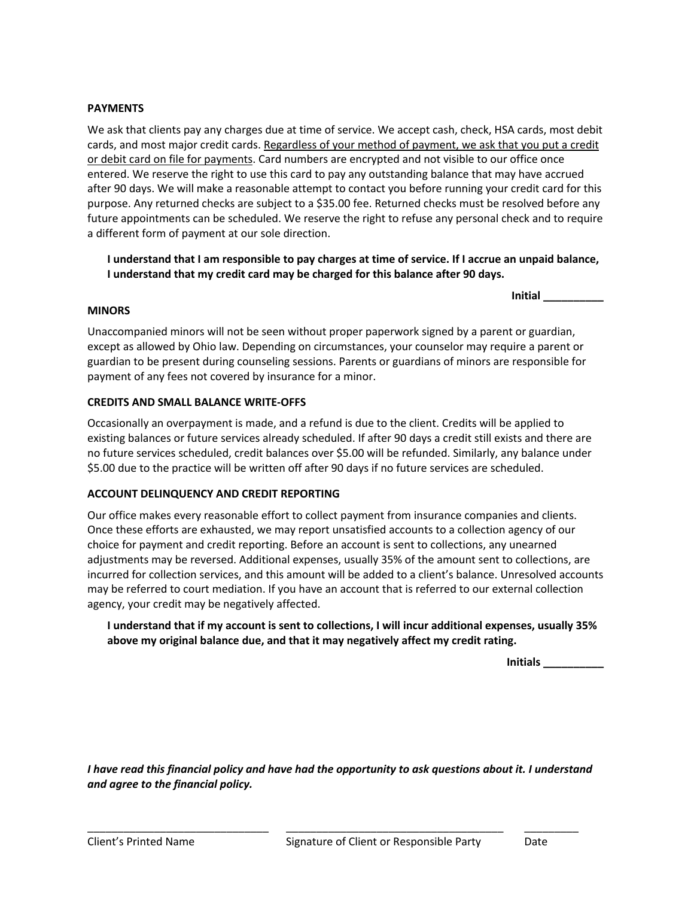**PAYMENTS**

We ask that clients pay any charges due at time of service. We accept cash, check, HSA cards, most debit cards, and most major credit cards. <u>Regardless of your method of payment, we ask that you put a credit or debit card on file for payments</u>. Card numbers are encrypted and not visible to our office once entered. We reserve the right to use this card to pay any outstanding balance that may have accrued after 90 days. We will make a reasonable attempt to contact you before running your credit card for this purpose. Any returned checks are subject to a $35.00 fee. Returned checks must be resolved before any future appointments can be scheduled. We reserve the right to refuse any personal check and to require a different form of payment at our sole direction.

> **I understand that I am responsible to pay charges at time of service. If I accrue an unpaid balance, I understand that my credit card may be charged for this balance after 90 days.**

**Initial __________**

**MINORS**

Unaccompanied minors will not be seen without proper paperwork signed by a parent or guardian, except as allowed by Ohio law. Depending on circumstances, your counselor may require a parent or guardian to be present during counseling sessions. Parents or guardians of minors are responsible for payment of any fees not covered by insurance for a minor.

**CREDITS AND SMALL BALANCE WRITE-OFFS**

Occasionally an overpayment is made, and a refund is due to the client. Credits will be applied to existing balances or future services already scheduled. If after 90 days a credit still exists and there are no future services scheduled, credit balances over $5.00 will be refunded. Similarly, any balance under $5.00 due to the practice will be written off after 90 days if no future services are scheduled.

**ACCOUNT DELINQUENCY AND CREDIT REPORTING**

Our office makes every reasonable effort to collect payment from insurance companies and clients. Once these efforts are exhausted, we may report unsatisfied accounts to a collection agency of our choice for payment and credit reporting. Before an account is sent to collections, any unearned adjustments may be reversed. Additional expenses, usually 35% of the amount sent to collections, are incurred for collection services, and this amount will be added to a client's balance. Unresolved accounts may be referred to court mediation. If you have an account that is referred to our external collection agency, your credit may be negatively affected.

> **I understand that if my account is sent to collections, I will incur additional expenses, usually 35% above my original balance due, and that it may negatively affect my credit rating.**

**Initials __________**

***I have read this financial policy and have had the opportunity to ask questions about it. I understand and agree to the financial policy.***

______________________________ ____________________________________ _________

Client's Printed Name Signature of Client or Responsible Party Date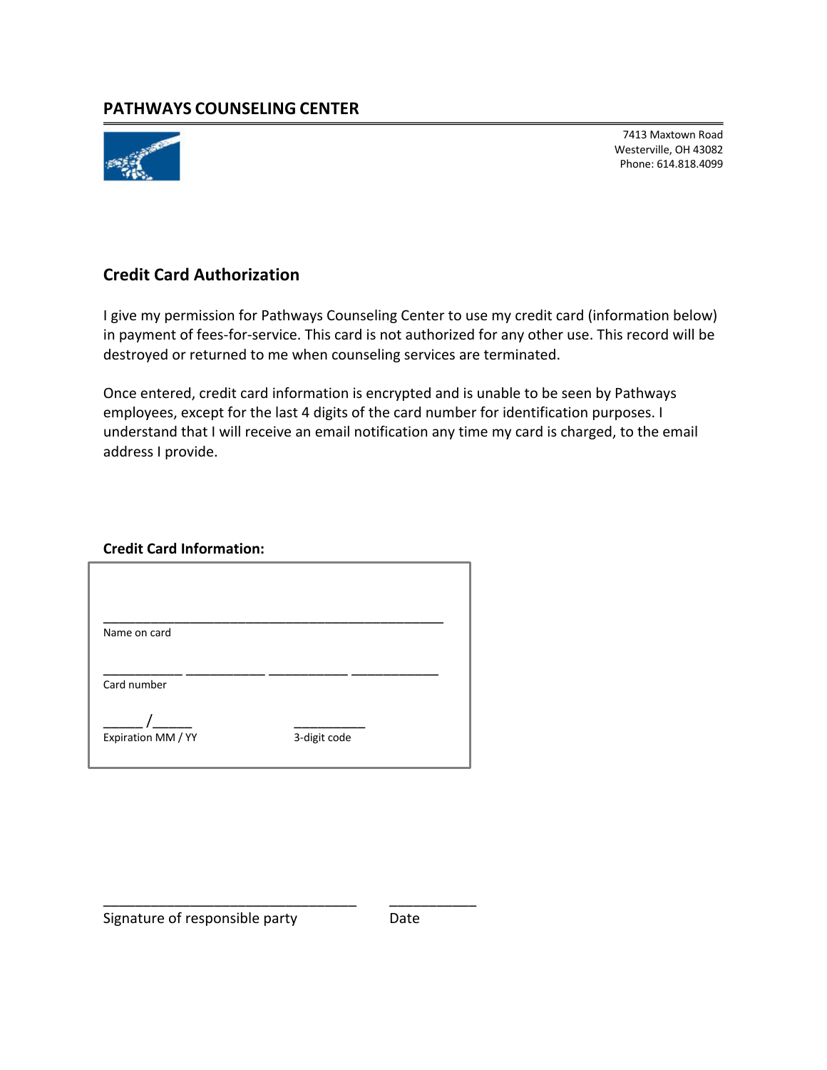## PATHWAYS COUNSELING CENTER

7413 Maxtown Road
Westerville, OH 43082
Phone: 614.818.4099

### Credit Card Authorization

I give my permission for Pathways Counseling Center to use my credit card (information below) in payment of fees-for-service. This card is not authorized for any other use. This record will be destroyed or returned to me when counseling services are terminated.

Once entered, credit card information is encrypted and is unable to be seen by Pathways employees, except for the last 4 digits of the card number for identification purposes. I understand that I will receive an email notification any time my card is charged, to the email address I provide.

**Credit Card Information:**

_______________________________________________
Name on card

___________ ___________ ___________ ___________
Card number

_____ /_____
Expiration MM / YY

__________
3-digit code

_________________________________ ___________
Signature of responsible party Date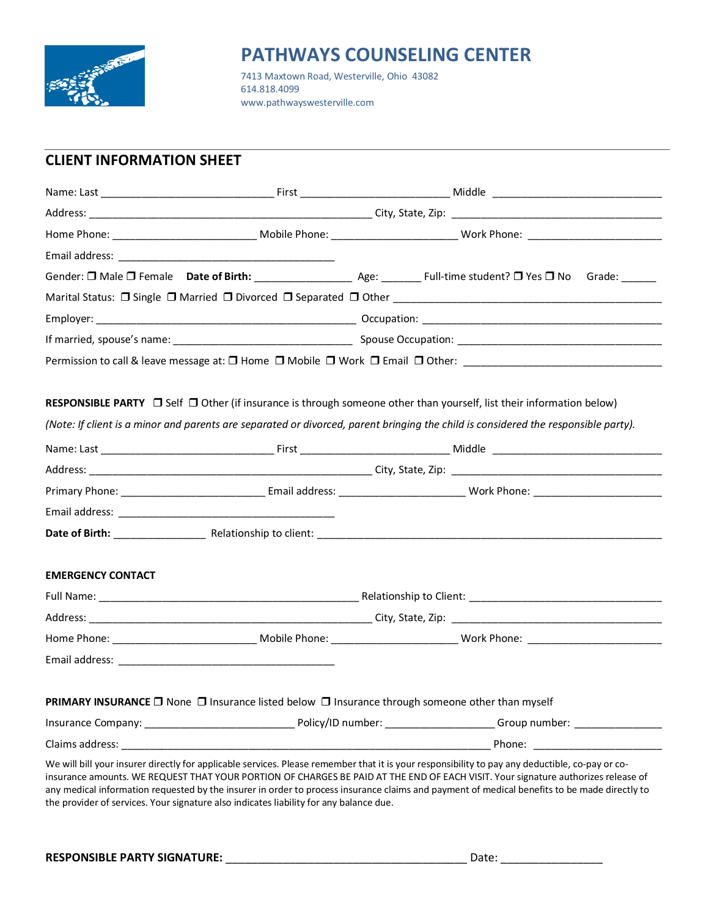# PATHWAYS COUNSELING CENTER

7413 Maxtown Road, Westerville, Ohio 43082
614.818.4099
www.pathwayswesterville.com

## CLIENT INFORMATION SHEET

Name: Last _____________________________ First _________________________ Middle _____________________________

Address: _______________________________________________ City, State, Zip: ____________________________________

Home Phone: ________________________ Mobile Phone: _____________________ Work Phone: _______________________

Email address: ____________________________________

Gender: ❒ Male ❒ Female **Date of Birth:** ________________ Age: _______ Full-time student? ❒ Yes ❒ No Grade: ______

Marital Status: ❒ Single ❒ Married ❒ Divorced ❒ Separated ❒ Other _____________________________________________

Employer: ____________________________________________ Occupation: _________________________________________

If married, spouse's name: ______________________________ Spouse Occupation: ___________________________________

Permission to call & leave message at: ❒ Home ❒ Mobile ❒ Work ❒ Email ❒ Other: _________________________________

**RESPONSIBLE PARTY** ❒ Self ❒ Other (if insurance is through someone other than yourself, list their information below)

*(Note: If client is a minor and parents are separated or divorced, parent bringing the child is considered the responsible party).*

Name: Last _____________________________ First _________________________ Middle _____________________________

Address: _______________________________________________ City, State, Zip: ____________________________________

Primary Phone: ________________________ Email address: _____________________ Work Phone: ______________________

Email address: ____________________________________

**Date of Birth:** _______________ Relationship to client: _________________________________________________________

**EMERGENCY CONTACT**

Full Name: ____________________________________________ Relationship to Client: _________________________________

Address: _______________________________________________ City, State, Zip: ____________________________________

Home Phone: ________________________ Mobile Phone: _____________________ Work Phone: _______________________

Email address: ____________________________________

**PRIMARY INSURANCE** ❒ None ❒ Insurance listed below ❒ Insurance through someone other than myself

Insurance Company: _________________________ Policy/ID number: __________________ Group number: _______________

Claims address: ______________________________________________________________ Phone: ______________________

We will bill your insurer directly for applicable services. Please remember that it is your responsibility to pay any deductible, co-pay or co-insurance amounts. WE REQUEST THAT YOUR PORTION OF CHARGES BE PAID AT THE END OF EACH VISIT. Your signature authorizes release of any medical information requested by the insurer in order to process insurance claims and payment of medical benefits to be made directly to the provider of services. Your signature also indicates liability for any balance due.

**RESPONSIBLE PARTY SIGNATURE:** ______________________________________ Date: ________________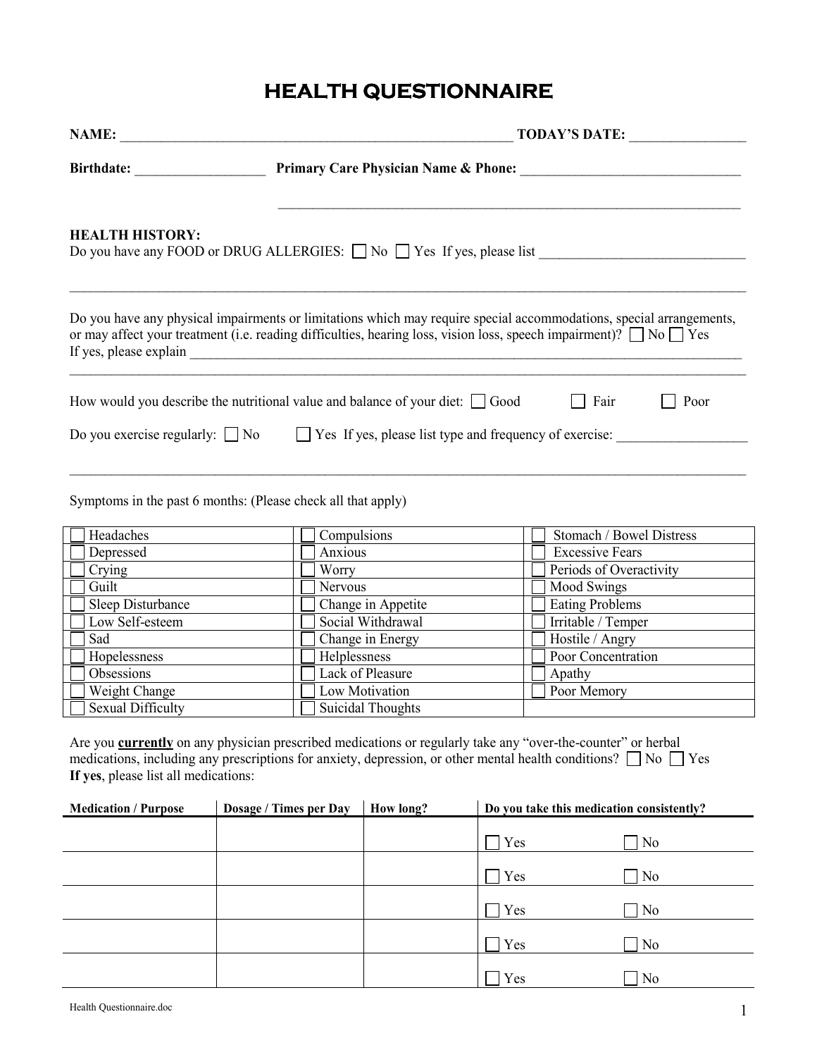# HEALTH QUESTIONNAIRE

**NAME:** ___________________________________________________________ **TODAY'S DATE:** _________________

**Birthdate:** ___________________ **Primary Care Physician Name & Phone:** ________________________________

_____________________________________________________________________

**HEALTH HISTORY:**

Do you have any FOOD or DRUG ALLERGIES: ☐ No ☐ Yes If yes, please list ______________________________

_____________________________________________________________________________________________

Do you have any physical impairments or limitations which may require special accommodations, special arrangements, or may affect your treatment (i.e. reading difficulties, hearing loss, vision loss, speech impairment)? ☐ No ☐ Yes

If yes, please explain _________________________________________________________________________________

_____________________________________________________________________________________________

How would you describe the nutritional value and balance of your diet: ☐ Good ☐ Fair ☐ Poor

Do you exercise regularly: ☐ No ☐ Yes If yes, please list type and frequency of exercise: ___________________

_____________________________________________________________________________________________

Symptoms in the past 6 months: (Please check all that apply)

| | | |
|---|---|---|
| ☐ Headaches | ☐ Compulsions | ☐ Stomach / Bowel Distress |
| ☐ Depressed | ☐ Anxious | ☐ Excessive Fears |
| ☐ Crying | ☐ Worry | ☐ Periods of Overactivity |
| ☐ Guilt | ☐ Nervous | ☐ Mood Swings |
| ☐ Sleep Disturbance | ☐ Change in Appetite | ☐ Eating Problems |
| ☐ Low Self-esteem | ☐ Social Withdrawal | ☐ Irritable / Temper |
| ☐ Sad | ☐ Change in Energy | ☐ Hostile / Angry |
| ☐ Hopelessness | ☐ Helplessness | ☐ Poor Concentration |
| ☐ Obsessions | ☐ Lack of Pleasure | ☐ Apathy |
| ☐ Weight Change | ☐ Low Motivation | ☐ Poor Memory |
| ☐ Sexual Difficulty | ☐ Suicidal Thoughts | |

Are you **currently** on any physician prescribed medications or regularly take any "over-the-counter" or herbal medications, including any prescriptions for anxiety, depression, or other mental health conditions? ☐ No ☐ Yes

**If yes**, please list all medications:

| **Medication / Purpose** | **Dosage / Times per Day** | **How long?** | **Do you take this medication consistently?** | |
|---|---|---|---|---|
| | | | ☐ Yes | ☐ No |
| | | | ☐ Yes | ☐ No |
| | | | ☐ Yes | ☐ No |
| | | | ☐ Yes | ☐ No |
| | | | ☐ Yes | ☐ No |

Health Questionnaire.doc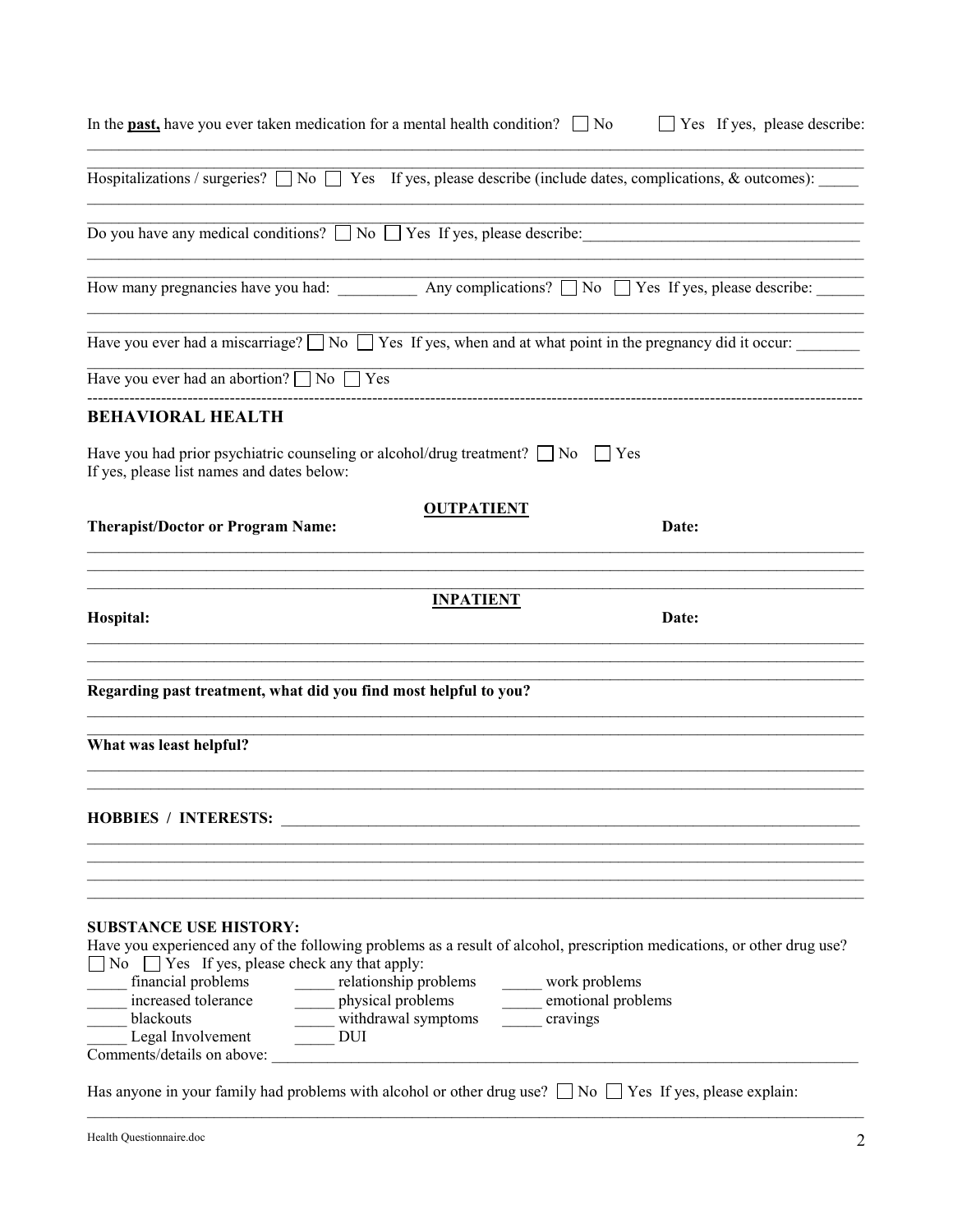In the **past,** have you ever taken medication for a mental health condition? ☐ No ☐ Yes If yes, please describe:

______________________________________________________________________________

______________________________________________________________________________

Hospitalizations / surgeries? ☐ No ☐ Yes If yes, please describe (include dates, complications, & outcomes): _____

______________________________________________________________________________

______________________________________________________________________________

Do you have any medical conditions? ☐ No ☐ Yes If yes, please describe:__________________________________

______________________________________________________________________________

______________________________________________________________________________

How many pregnancies have you had: __________ Any complications? ☐ No ☐ Yes If yes, please describe: ______

______________________________________________________________________________

______________________________________________________________________________

Have you ever had a miscarriage? ☐ No ☐ Yes If yes, when and at what point in the pregnancy did it occur: ________

______________________________________________________________________________

Have you ever had an abortion? ☐ No ☐ Yes

---

## BEHAVIORAL HEALTH

Have you had prior psychiatric counseling or alcohol/drug treatment? ☐ No ☐ Yes
If yes, please list names and dates below:

**OUTPATIENT**

| Therapist/Doctor or Program Name: | Date: |
| --- | --- |
| | |
| | |
| | |

**INPATIENT**

| Hospital: | Date: |
| --- | --- |
| | |
| | |
| | |

**Regarding past treatment, what did you find most helpful to you?**

______________________________________________________________________________

______________________________________________________________________________

**What was least helpful?**

______________________________________________________________________________

______________________________________________________________________________

**HOBBIES / INTERESTS:** ______________________________________________________________

______________________________________________________________________________

______________________________________________________________________________

______________________________________________________________________________

______________________________________________________________________________

**SUBSTANCE USE HISTORY:**

Have you experienced any of the following problems as a result of alcohol, prescription medications, or other drug use?
☐ No ☐ Yes If yes, please check any that apply:

| | | |
| --- | --- | --- |
| _____ financial problems | _____ relationship problems | _____ work problems |
| _____ increased tolerance | _____ physical problems | _____ emotional problems |
| _____ blackouts | _____ withdrawal symptoms | _____ cravings |
| _____ Legal Involvement | _____ DUI | |

Comments/details on above: ______________________________________________________________

Has anyone in your family had problems with alcohol or other drug use? ☐ No ☐ Yes If yes, please explain:

______________________________________________________________________________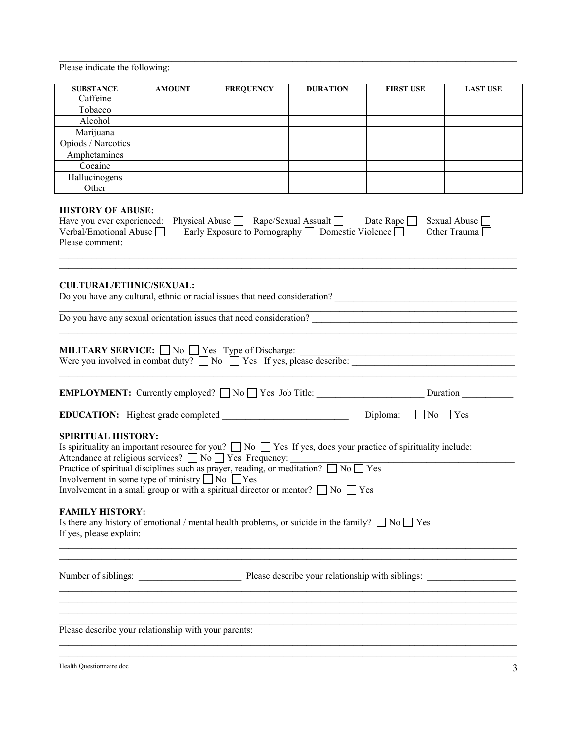Please indicate the following:

| SUBSTANCE | AMOUNT | FREQUENCY | DURATION | FIRST USE | LAST USE |
|---|---|---|---|---|---|
| Caffeine | | | | | |
| Tobacco | | | | | |
| Alcohol | | | | | |
| Marijuana | | | | | |
| Opiods / Narcotics | | | | | |
| Amphetamines | | | | | |
| Cocaine | | | | | |
| Hallucinogens | | | | | |
| Other | | | | | |

**HISTORY OF ABUSE:**

Have you ever experienced: Physical Abuse ☐ Rape/Sexual Assualt ☐ Date Rape ☐ Sexual Abuse ☐
Verbal/Emotional Abuse ☐ Early Exposure to Pornography ☐ Domestic Violence ☐ Other Trauma ☐
Please comment:

______________________________________________________________________________

______________________________________________________________________________

**CULTURAL/ETHNIC/SEXUAL:**

Do you have any cultural, ethnic or racial issues that need consideration? ______________________________

______________________________________________________________________________

Do you have any sexual orientation issues that need consideration? ______________________________

______________________________________________________________________________

**MILITARY SERVICE:** ☐ No ☐ Yes Type of Discharge: ______________________________
Were you involved in combat duty? ☐ No ☐ Yes If yes, please describe: ______________________________

______________________________________________________________________________

**EMPLOYMENT:** Currently employed? ☐ No ☐ Yes Job Title: ______________________ Duration ___________

**EDUCATION:** Highest grade completed ___________________________ Diploma: ☐ No ☐ Yes

**SPIRITUAL HISTORY:**

Is spirituality an important resource for you? ☐ No ☐ Yes If yes, does your practice of spirituality include:
Attendance at religious services? ☐ No ☐ Yes Frequency: ______________________________
Practice of spiritual disciplines such as prayer, reading, or meditation? ☐ No ☐ Yes
Involvement in some type of ministry ☐ No ☐ Yes
Involvement in a small group or with a spiritual director or mentor? ☐ No ☐ Yes

**FAMILY HISTORY:**

Is there any history of emotional / mental health problems, or suicide in the family? ☐ No ☐ Yes
If yes, please explain:

______________________________________________________________________________

______________________________________________________________________________

Number of siblings: ______________________ Please describe your relationship with siblings: __________________

______________________________________________________________________________

______________________________________________________________________________

______________________________________________________________________________

______________________________________________________________________________

Please describe your relationship with your parents:

______________________________________________________________________________

______________________________________________________________________________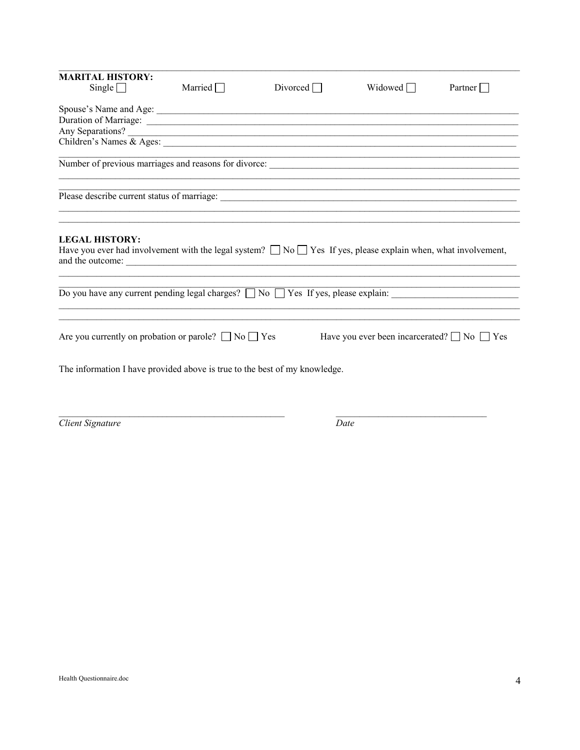**MARITAL HISTORY:**

Single ☐ Married ☐ Divorced ☐ Widowed ☐ Partner ☐

Spouse's Name and Age: ____________________________________________

Duration of Marriage: ____________________________________________

Any Separations? ____________________________________________

Children's Names & Ages: ____________________________________________

____________________________________________

Number of previous marriages and reasons for divorce: ____________________________________________

____________________________________________

____________________________________________

Please describe current status of marriage: ____________________________________________

____________________________________________

____________________________________________

**LEGAL HISTORY:**

Have you ever had involvement with the legal system? ☐ No ☐ Yes If yes, please explain when, what involvement, and the outcome: ____________________________________________

____________________________________________

____________________________________________

Do you have any current pending legal charges? ☐ No ☐ Yes If yes, please explain: ____________________________________________

____________________________________________

____________________________________________

Are you currently on probation or parole? ☐ No ☐ Yes Have you ever been incarcerated? ☐ No ☐ Yes

The information I have provided above is true to the best of my knowledge.

______________________________ ______________________________

*Client Signature* *Date*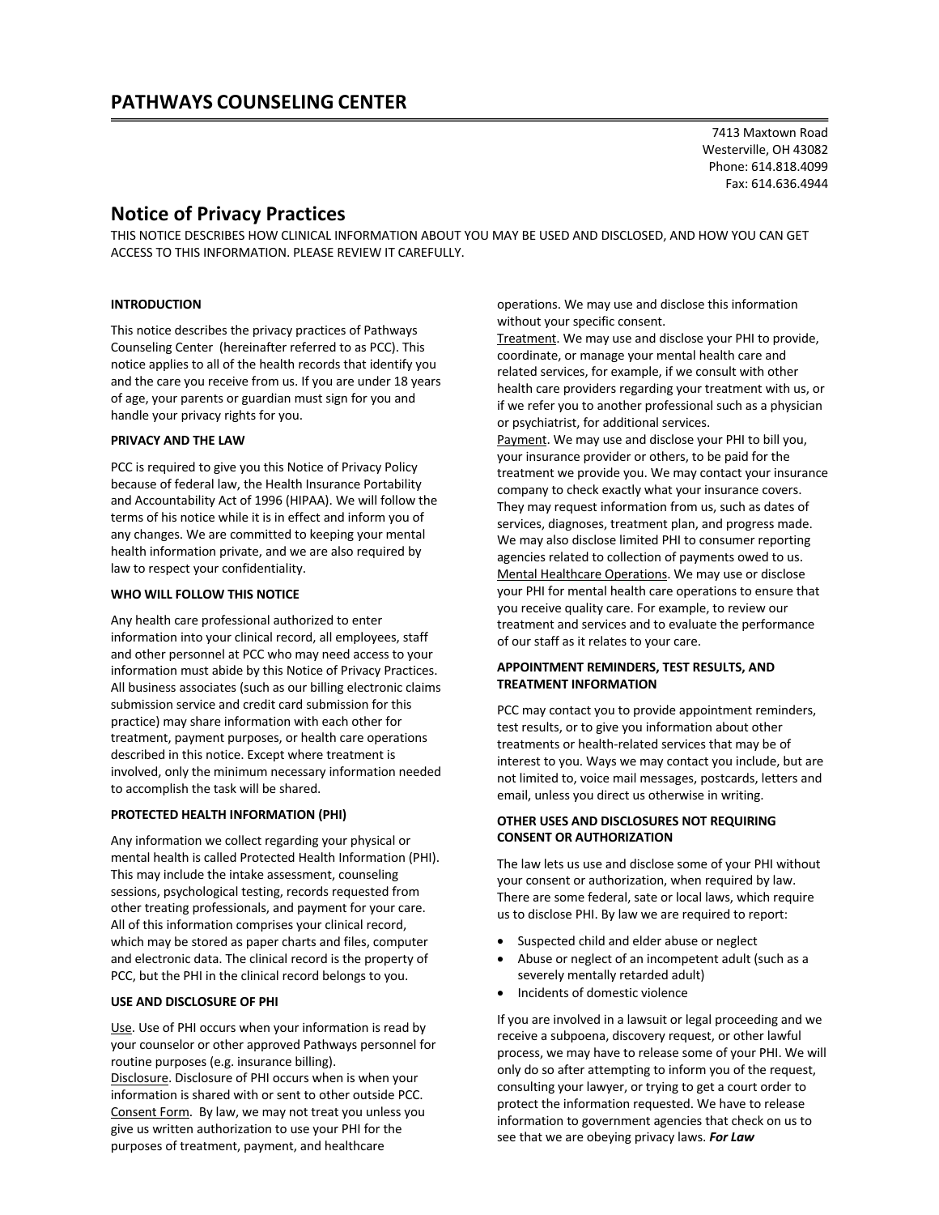## PATHWAYS COUNSELING CENTER

7413 Maxtown Road
Westerville, OH 43082
Phone: 614.818.4099
Fax: 614.636.4944

# Notice of Privacy Practices

THIS NOTICE DESCRIBES HOW CLINICAL INFORMATION ABOUT YOU MAY BE USED AND DISCLOSED, AND HOW YOU CAN GET ACCESS TO THIS INFORMATION. PLEASE REVIEW IT CAREFULLY.

**INTRODUCTION**

This notice describes the privacy practices of Pathways Counseling Center (hereinafter referred to as PCC). This notice applies to all of the health records that identify you and the care you receive from us. If you are under 18 years of age, your parents or guardian must sign for you and handle your privacy rights for you.

**PRIVACY AND THE LAW**

PCC is required to give you this Notice of Privacy Policy because of federal law, the Health Insurance Portability and Accountability Act of 1996 (HIPAA). We will follow the terms of his notice while it is in effect and inform you of any changes. We are committed to keeping your mental health information private, and we are also required by law to respect your confidentiality.

**WHO WILL FOLLOW THIS NOTICE**

Any health care professional authorized to enter information into your clinical record, all employees, staff and other personnel at PCC who may need access to your information must abide by this Notice of Privacy Practices. All business associates (such as our billing electronic claims submission service and credit card submission for this practice) may share information with each other for treatment, payment purposes, or health care operations described in this notice. Except where treatment is involved, only the minimum necessary information needed to accomplish the task will be shared.

**PROTECTED HEALTH INFORMATION (PHI)**

Any information we collect regarding your physical or mental health is called Protected Health Information (PHI). This may include the intake assessment, counseling sessions, psychological testing, records requested from other treating professionals, and payment for your care. All of this information comprises your clinical record, which may be stored as paper charts and files, computer and electronic data. The clinical record is the property of PCC, but the PHI in the clinical record belongs to you.

**USE AND DISCLOSURE OF PHI**

Use. Use of PHI occurs when your information is read by your counselor or other approved Pathways personnel for routine purposes (e.g. insurance billing).
Disclosure. Disclosure of PHI occurs when is when your information is shared with or sent to other outside PCC.
Consent Form. By law, we may not treat you unless you give us written authorization to use your PHI for the purposes of treatment, payment, and healthcare operations. We may use and disclose this information without your specific consent.
Treatment. We may use and disclose your PHI to provide, coordinate, or manage your mental health care and related services, for example, if we consult with other health care providers regarding your treatment with us, or if we refer you to another professional such as a physician or psychiatrist, for additional services.
Payment. We may use and disclose your PHI to bill you, your insurance provider or others, to be paid for the treatment we provide you. We may contact your insurance company to check exactly what your insurance covers. They may request information from us, such as dates of services, diagnoses, treatment plan, and progress made. We may also disclose limited PHI to consumer reporting agencies related to collection of payments owed to us.
Mental Healthcare Operations. We may use or disclose your PHI for mental health care operations to ensure that you receive quality care. For example, to review our treatment and services and to evaluate the performance of our staff as it relates to your care.

**APPOINTMENT REMINDERS, TEST RESULTS, AND TREATMENT INFORMATION**

PCC may contact you to provide appointment reminders, test results, or to give you information about other treatments or health-related services that may be of interest to you. Ways we may contact you include, but are not limited to, voice mail messages, postcards, letters and email, unless you direct us otherwise in writing.

**OTHER USES AND DISCLOSURES NOT REQUIRING CONSENT OR AUTHORIZATION**

The law lets us use and disclose some of your PHI without your consent or authorization, when required by law. There are some federal, sate or local laws, which require us to disclose PHI. By law we are required to report:

- Suspected child and elder abuse or neglect
- Abuse or neglect of an incompetent adult (such as a severely mentally retarded adult)
- Incidents of domestic violence

If you are involved in a lawsuit or legal proceeding and we receive a subpoena, discovery request, or other lawful process, we may have to release some of your PHI. We will only do so after attempting to inform you of the request, consulting your lawyer, or trying to get a court order to protect the information requested. We have to release information to government agencies that check on us to see that we are obeying privacy laws. ***For Law***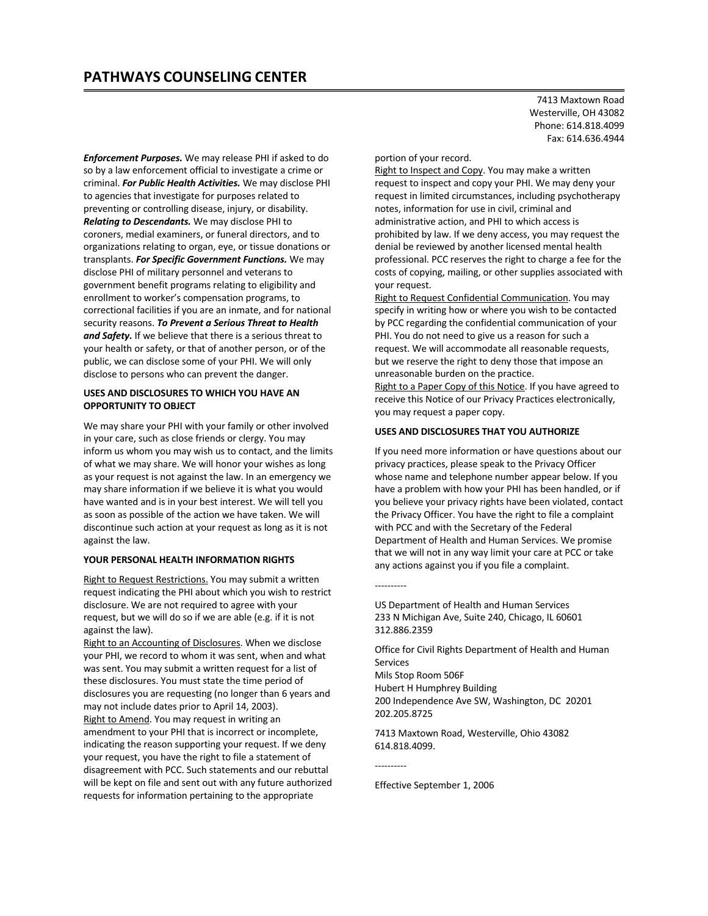# PATHWAYS COUNSELING CENTER

7413 Maxtown Road
Westerville, OH 43082
Phone: 614.818.4099
Fax: 614.636.4944

***Enforcement Purposes.*** We may release PHI if asked to do so by a law enforcement official to investigate a crime or criminal. ***For Public Health Activities.*** We may disclose PHI to agencies that investigate for purposes related to preventing or controlling disease, injury, or disability. ***Relating to Descendants.*** We may disclose PHI to coroners, medial examiners, or funeral directors, and to organizations relating to organ, eye, or tissue donations or transplants. ***For Specific Government Functions.*** We may disclose PHI of military personnel and veterans to government benefit programs relating to eligibility and enrollment to worker's compensation programs, to correctional facilities if you are an inmate, and for national security reasons. ***To Prevent a Serious Threat to Health and Safety.*** If we believe that there is a serious threat to your health or safety, or that of another person, or of the public, we can disclose some of your PHI. We will only disclose to persons who can prevent the danger.

**USES AND DISCLOSURES TO WHICH YOU HAVE AN OPPORTUNITY TO OBJECT**

We may share your PHI with your family or other involved in your care, such as close friends or clergy. You may inform us whom you may wish us to contact, and the limits of what we may share. We will honor your wishes as long as your request is not against the law. In an emergency we may share information if we believe it is what you would have wanted and is in your best interest. We will tell you as soon as possible of the action we have taken. We will discontinue such action at your request as long as it is not against the law.

**YOUR PERSONAL HEALTH INFORMATION RIGHTS**

Right to Request Restrictions. You may submit a written request indicating the PHI about which you wish to restrict disclosure. We are not required to agree with your request, but we will do so if we are able (e.g. if it is not against the law).
Right to an Accounting of Disclosures. When we disclose your PHI, we record to whom it was sent, when and what was sent. You may submit a written request for a list of these disclosures. You must state the time period of disclosures you are requesting (no longer than 6 years and may not include dates prior to April 14, 2003).
Right to Amend. You may request in writing an amendment to your PHI that is incorrect or incomplete, indicating the reason supporting your request. If we deny your request, you have the right to file a statement of disagreement with PCC. Such statements and our rebuttal will be kept on file and sent out with any future authorized requests for information pertaining to the appropriate portion of your record.
Right to Inspect and Copy. You may make a written request to inspect and copy your PHI. We may deny your request in limited circumstances, including psychotherapy notes, information for use in civil, criminal and administrative action, and PHI to which access is prohibited by law. If we deny access, you may request the denial be reviewed by another licensed mental health professional. PCC reserves the right to charge a fee for the costs of copying, mailing, or other supplies associated with your request.
Right to Request Confidential Communication. You may specify in writing how or where you wish to be contacted by PCC regarding the confidential communication of your PHI. You do not need to give us a reason for such a request. We will accommodate all reasonable requests, but we reserve the right to deny those that impose an unreasonable burden on the practice.
Right to a Paper Copy of this Notice. If you have agreed to receive this Notice of our Privacy Practices electronically, you may request a paper copy.

**USES AND DISCLOSURES THAT YOU AUTHORIZE**

If you need more information or have questions about our privacy practices, please speak to the Privacy Officer whose name and telephone number appear below. If you have a problem with how your PHI has been handled, or if you believe your privacy rights have been violated, contact the Privacy Officer. You have the right to file a complaint with PCC and with the Secretary of the Federal Department of Health and Human Services. We promise that we will not in any way limit your care at PCC or take any actions against you if you file a complaint.

----------

US Department of Health and Human Services
233 N Michigan Ave, Suite 240, Chicago, IL 60601
312.886.2359

Office for Civil Rights Department of Health and Human Services
Mils Stop Room 506F
Hubert H Humphrey Building
200 Independence Ave SW, Washington, DC 20201
202.205.8725

7413 Maxtown Road, Westerville, Ohio 43082
614.818.4099.

----------

Effective September 1, 2006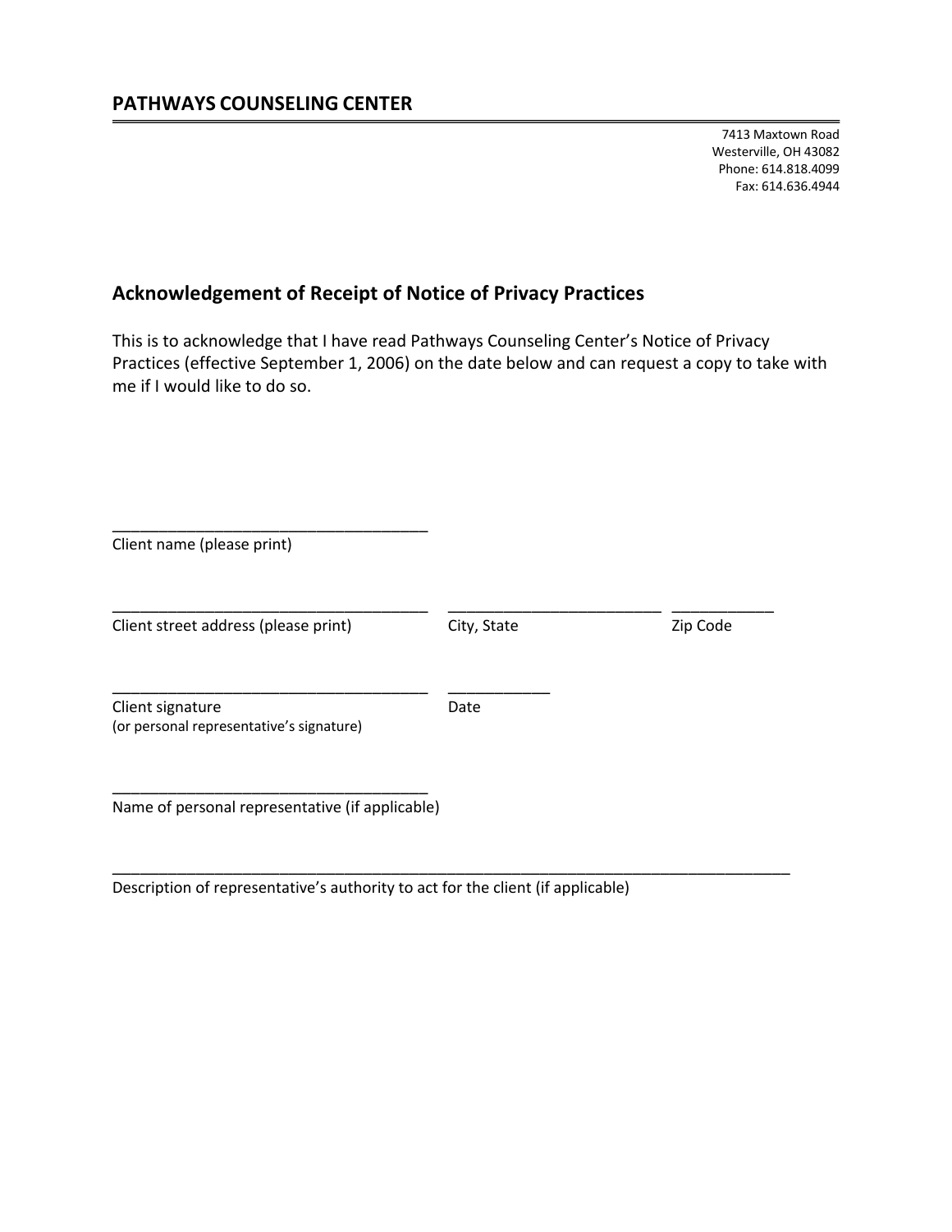## PATHWAYS COUNSELING CENTER

7413 Maxtown Road
Westerville, OH 43082
Phone: 614.818.4099
Fax: 614.636.4944

### Acknowledgement of Receipt of Notice of Privacy Practices

This is to acknowledge that I have read Pathways Counseling Center's Notice of Privacy Practices (effective September 1, 2006) on the date below and can request a copy to take with me if I would like to do so.

_____________________________________
Client name (please print)

_____________________________________ _________________________ ____________
Client street address (please print) City, State Zip Code

_____________________________________ ____________
Client signature Date
(or personal representative's signature)

_____________________________________
Name of personal representative (if applicable)

_______________________________________________________________________________
Description of representative's authority to act for the client (if applicable)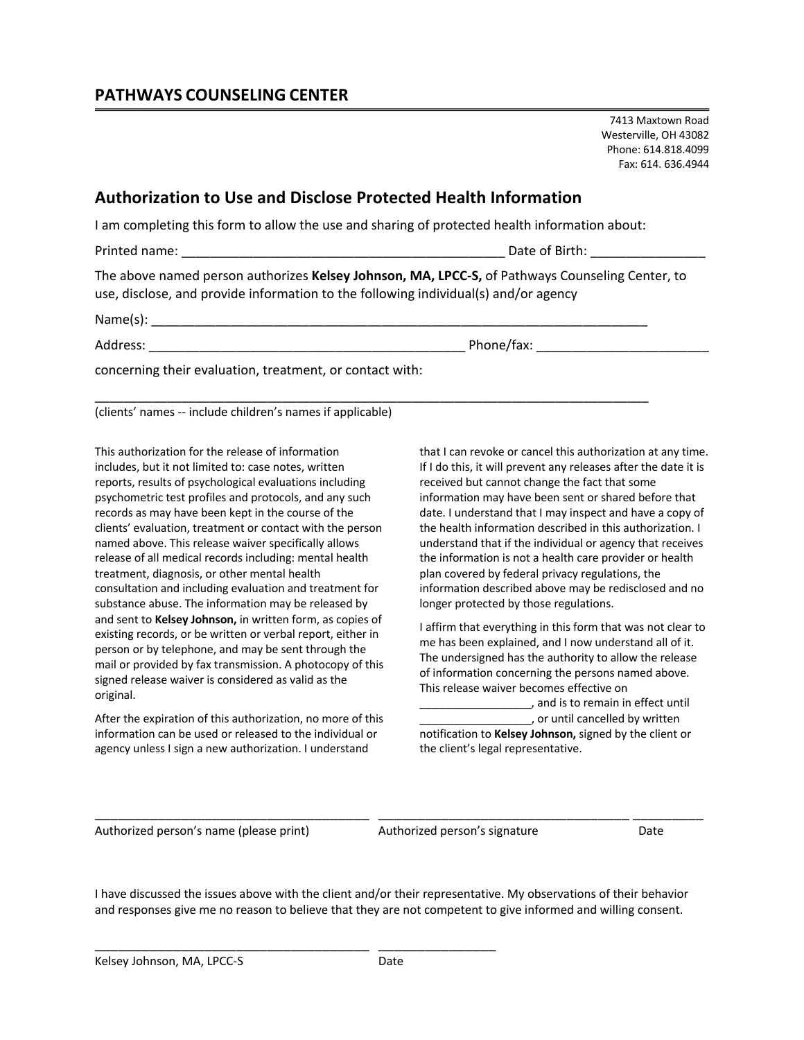## PATHWAYS COUNSELING CENTER

7413 Maxtown Road
Westerville, OH 43082
Phone: 614.818.4099
Fax: 614. 636.4944

### Authorization to Use and Disclose Protected Health Information

I am completing this form to allow the use and sharing of protected health information about:

Printed name: ____________________________________________ Date of Birth: _______________

The above named person authorizes **Kelsey Johnson, MA, LPCC-S,** of Pathways Counseling Center, to use, disclose, and provide information to the following individual(s) and/or agency

Name(s): _____________________________________________________________________

Address: ___________________________________________ Phone/fax: _______________________

concerning their evaluation, treatment, or contact with:

_____________________________________________________________________________

(clients' names -- include children's names if applicable)

This authorization for the release of information includes, but it not limited to: case notes, written reports, results of psychological evaluations including psychometric test profiles and protocols, and any such records as may have been kept in the course of the clients' evaluation, treatment or contact with the person named above. This release waiver specifically allows release of all medical records including: mental health treatment, diagnosis, or other mental health consultation and including evaluation and treatment for substance abuse. The information may be released by and sent to **Kelsey Johnson,** in written form, as copies of existing records, or be written or verbal report, either in person or by telephone, and may be sent through the mail or provided by fax transmission. A photocopy of this signed release waiver is considered as valid as the original.

After the expiration of this authorization, no more of this information can be used or released to the individual or agency unless I sign a new authorization. I understand that I can revoke or cancel this authorization at any time. If I do this, it will prevent any releases after the date it is received but cannot change the fact that some information may have been sent or shared before that date. I understand that I may inspect and have a copy of the health information described in this authorization. I understand that if the individual or agency that receives the information is not a health care provider or health plan covered by federal privacy regulations, the information described above may be redisclosed and no longer protected by those regulations.

I affirm that everything in this form that was not clear to me has been explained, and I now understand all of it. The undersigned has the authority to allow the release of information concerning the persons named above. This release waiver becomes effective on _________________, and is to remain in effect until _________________, or until cancelled by written notification to **Kelsey Johnson,** signed by the client or the client's legal representative.

_________________________________________ _____________________________________ __________

Authorized person's name (please print) Authorized person's signature Date

I have discussed the issues above with the client and/or their representative. My observations of their behavior and responses give me no reason to believe that they are not competent to give informed and willing consent.

_________________________________________ _________________

Kelsey Johnson, MA, LPCC-S Date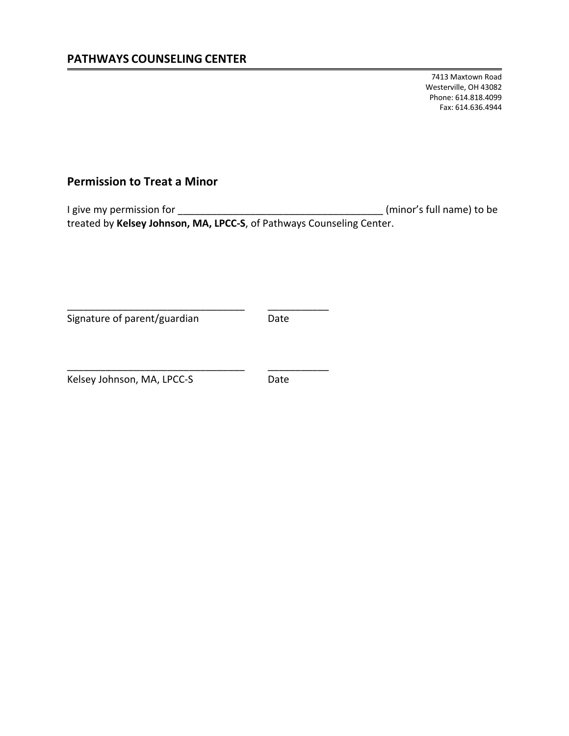## PATHWAYS COUNSELING CENTER

7413 Maxtown Road
Westerville, OH 43082
Phone: 614.818.4099
Fax: 614.636.4944

### Permission to Treat a Minor

I give my permission for ______________________________________ (minor's full name) to be treated by **Kelsey Johnson, MA, LPCC-S**, of Pathways Counseling Center.

________________________________ ___________
Signature of parent/guardian Date

________________________________ ___________
Kelsey Johnson, MA, LPCC-S Date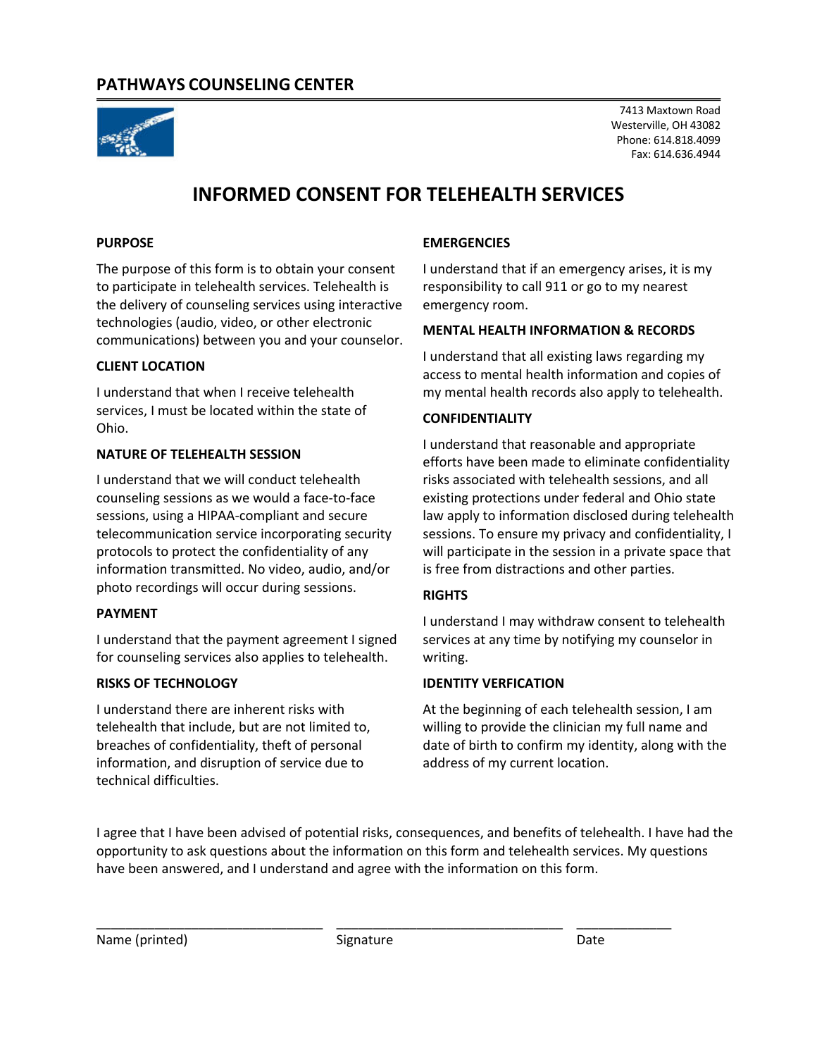## PATHWAYS COUNSELING CENTER

7413 Maxtown Road
Westerville, OH 43082
Phone: 614.818.4099
Fax: 614.636.4944

# INFORMED CONSENT FOR TELEHEALTH SERVICES

**PURPOSE**

The purpose of this form is to obtain your consent to participate in telehealth services. Telehealth is the delivery of counseling services using interactive technologies (audio, video, or other electronic communications) between you and your counselor.

**CLIENT LOCATION**

I understand that when I receive telehealth services, I must be located within the state of Ohio.

**NATURE OF TELEHEALTH SESSION**

I understand that we will conduct telehealth counseling sessions as we would a face-to-face sessions, using a HIPAA-compliant and secure telecommunication service incorporating security protocols to protect the confidentiality of any information transmitted. No video, audio, and/or photo recordings will occur during sessions.

**PAYMENT**

I understand that the payment agreement I signed for counseling services also applies to telehealth.

**RISKS OF TECHNOLOGY**

I understand there are inherent risks with telehealth that include, but are not limited to, breaches of confidentiality, theft of personal information, and disruption of service due to technical difficulties.

**EMERGENCIES**

I understand that if an emergency arises, it is my responsibility to call 911 or go to my nearest emergency room.

**MENTAL HEALTH INFORMATION & RECORDS**

I understand that all existing laws regarding my access to mental health information and copies of my mental health records also apply to telehealth.

**CONFIDENTIALITY**

I understand that reasonable and appropriate efforts have been made to eliminate confidentiality risks associated with telehealth sessions, and all existing protections under federal and Ohio state law apply to information disclosed during telehealth sessions. To ensure my privacy and confidentiality, I will participate in the session in a private space that is free from distractions and other parties.

**RIGHTS**

I understand I may withdraw consent to telehealth services at any time by notifying my counselor in writing.

**IDENTITY VERFICATION**

At the beginning of each telehealth session, I am willing to provide the clinician my full name and date of birth to confirm my identity, along with the address of my current location.

I agree that I have been advised of potential risks, consequences, and benefits of telehealth. I have had the opportunity to ask questions about the information on this form and telehealth services. My questions have been answered, and I understand and agree with the information on this form.

_______________________________ _______________________________ _____________

Name (printed) Signature Date